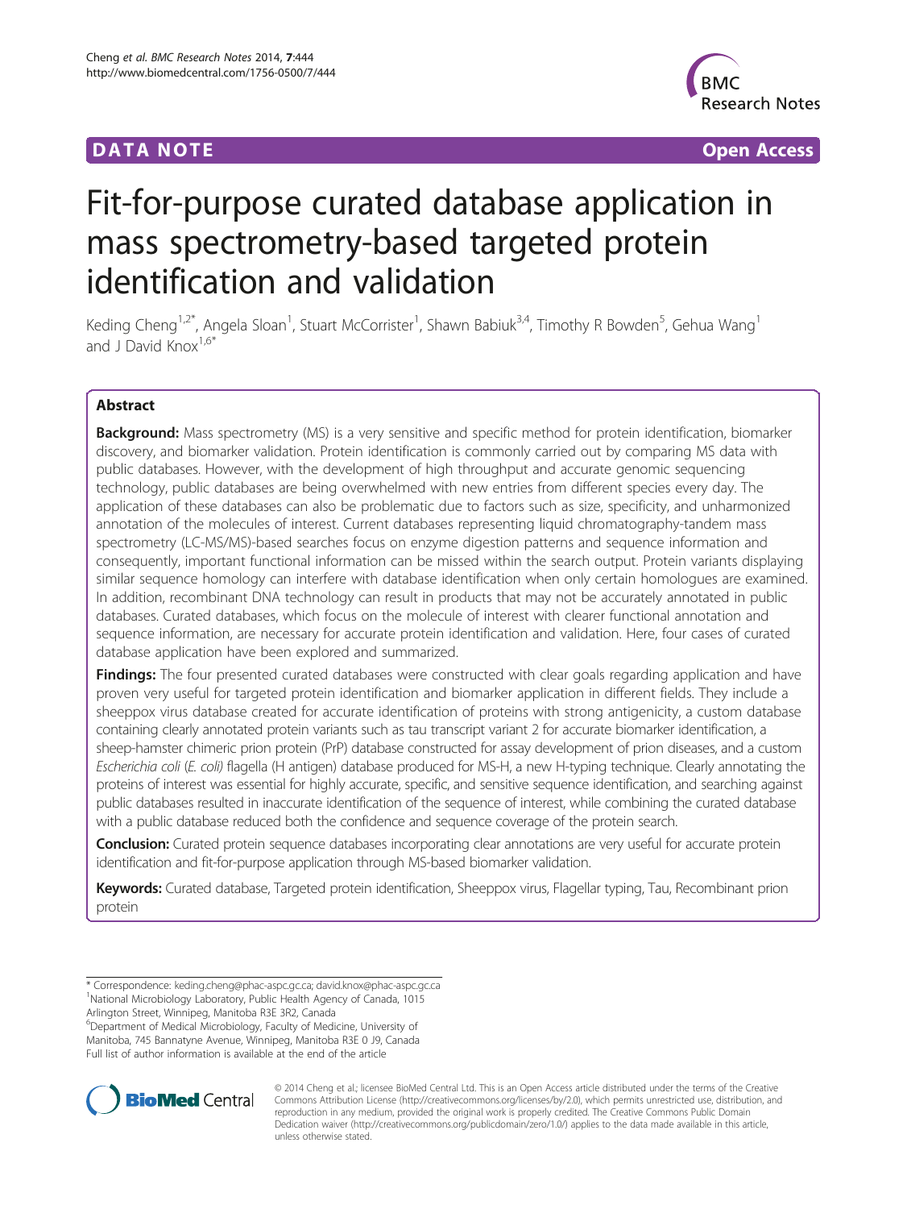DATA NOTE **Open Access**

# Fit-for-purpose curated database application in mass spectrometry-based targeted protein identification and validation

Keding Cheng[1,2*], Angela Sloan[1], Stuart McCorrister[1], Shawn Babiuk[3,4], Timothy R Bowden[5], Gehua Wang[1] and J David Knox[1,6*]

## Abstract

**Background:** Mass spectrometry (MS) is a very sensitive and specific method for protein identification, biomarker discovery, and biomarker validation. Protein identification is commonly carried out by comparing MS data with public databases. However, with the development of high throughput and accurate genomic sequencing technology, public databases are being overwhelmed with new entries from different species every day. The application of these databases can also be problematic due to factors such as size, specificity, and unharmonized annotation of the molecules of interest. Current databases representing liquid chromatography-tandem mass spectrometry (LC-MS/MS)-based searches focus on enzyme digestion patterns and sequence information and consequently, important functional information can be missed within the search output. Protein variants displaying similar sequence homology can interfere with database identification when only certain homologues are examined. In addition, recombinant DNA technology can result in products that may not be accurately annotated in public databases. Curated databases, which focus on the molecule of interest with clearer functional annotation and sequence information, are necessary for accurate protein identification and validation. Here, four cases of curated database application have been explored and summarized.

**Findings:** The four presented curated databases were constructed with clear goals regarding application and have proven very useful for targeted protein identification and biomarker application in different fields. They include a sheeppox virus database created for accurate identification of proteins with strong antigenicity, a custom database containing clearly annotated protein variants such as tau transcript variant 2 for accurate biomarker identification, a sheep-hamster chimeric prion protein (PrP) database constructed for assay development of prion diseases, and a custom *Escherichia coli* (*E. coli*) flagella (H antigen) database produced for MS-H, a new H-typing technique. Clearly annotating the proteins of interest was essential for highly accurate, specific, and sensitive sequence identification, and searching against public databases resulted in inaccurate identification of the sequence of interest, while combining the curated database with a public database reduced both the confidence and sequence coverage of the protein search.

**Conclusion:** Curated protein sequence databases incorporating clear annotations are very useful for accurate protein identification and fit-for-purpose application through MS-based biomarker validation.

**Keywords:** Curated database, Targeted protein identification, Sheeppox virus, Flagellar typing, Tau, Recombinant prion protein

* Correspondence: keding.cheng@phac-aspc.gc.ca; david.knox@phac-aspc.gc.ca
[1]National Microbiology Laboratory, Public Health Agency of Canada, 1015 Arlington Street, Winnipeg, Manitoba R3E 3R2, Canada
[6]Department of Medical Microbiology, Faculty of Medicine, University of Manitoba, 745 Bannatyne Avenue, Winnipeg, Manitoba R3E 0 J9, Canada
Full list of author information is available at the end of the article

© 2014 Cheng et al.; licensee BioMed Central Ltd. This is an Open Access article distributed under the terms of the Creative Commons Attribution License (http://creativecommons.org/licenses/by/2.0), which permits unrestricted use, distribution, and reproduction in any medium, provided the original work is properly credited. The Creative Commons Public Domain Dedication waiver (http://creativecommons.org/publicdomain/zero/1.0/) applies to the data made available in this article, unless otherwise stated.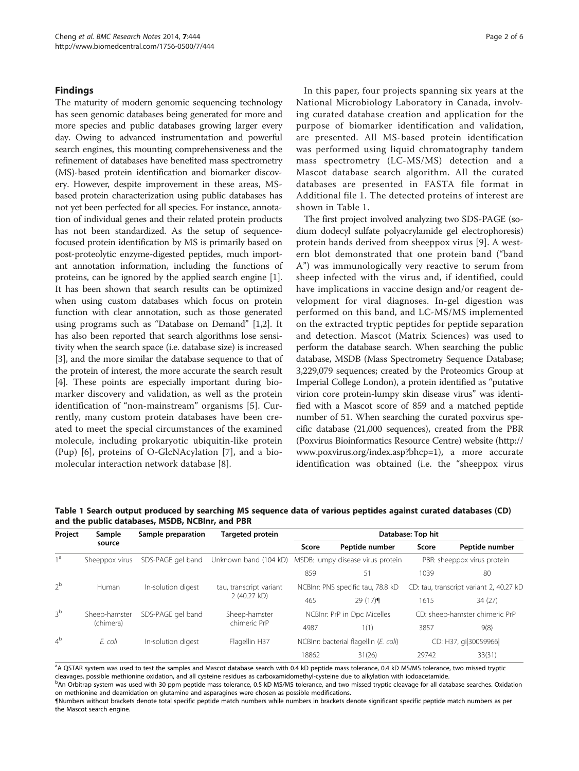## Findings

The maturity of modern genomic sequencing technology has seen genomic databases being generated for more and more species and public databases growing larger every day. Owing to advanced instrumentation and powerful search engines, this mounting comprehensiveness and the refinement of databases have benefited mass spectrometry (MS)-based protein identification and biomarker discovery. However, despite improvement in these areas, MS-based protein characterization using public databases has not yet been perfected for all species. For instance, annotation of individual genes and their related protein products has not been standardized. As the setup of sequence-focused protein identification by MS is primarily based on post-proteolytic enzyme-digested peptides, much important annotation information, including the functions of proteins, can be ignored by the applied search engine [1]. It has been shown that search results can be optimized when using custom databases which focus on protein function with clear annotation, such as those generated using programs such as "Database on Demand" [1,2]. It has also been reported that search algorithms lose sensitivity when the search space (i.e. database size) is increased [3], and the more similar the database sequence to that of the protein of interest, the more accurate the search result [4]. These points are especially important during biomarker discovery and validation, as well as the protein identification of "non-mainstream" organisms [5]. Currently, many custom protein databases have been created to meet the special circumstances of the examined molecule, including prokaryotic ubiquitin-like protein (Pup) [6], proteins of O-GlcNAcylation [7], and a biomolecular interaction network database [8].

In this paper, four projects spanning six years at the National Microbiology Laboratory in Canada, involving curated database creation and application for the purpose of biomarker identification and validation, are presented. All MS-based protein identification was performed using liquid chromatography tandem mass spectrometry (LC-MS/MS) detection and a Mascot database search algorithm. All the curated databases are presented in FASTA file format in Additional file 1. The detected proteins of interest are shown in Table 1.

The first project involved analyzing two SDS-PAGE (sodium dodecyl sulfate polyacrylamide gel electrophoresis) protein bands derived from sheeppox virus [9]. A western blot demonstrated that one protein band ("band A") was immunologically very reactive to serum from sheep infected with the virus and, if identified, could have implications in vaccine design and/or reagent development for viral diagnoses. In-gel digestion was performed on this band, and LC-MS/MS implemented on the extracted tryptic peptides for peptide separation and detection. Mascot (Matrix Sciences) was used to perform the database search. When searching the public database, MSDB (Mass Spectrometry Sequence Database; 3,229,079 sequences; created by the Proteomics Group at Imperial College London), a protein identified as "putative virion core protein-lumpy skin disease virus" was identified with a Mascot score of 859 and a matched peptide number of 51. When searching the curated poxvirus specific database (21,000 sequences), created from the PBR (Poxvirus Bioinformatics Resource Centre) website (http://www.poxvirus.org/index.asp?bhcp=1), a more accurate identification was obtained (i.e. the "sheeppox virus

**Table 1 Search output produced by searching MS sequence data of various peptides against curated databases (CD) and the public databases, MSDB, NCBInr, and PBR**

| Project | Sample source | Sample preparation | Targeted protein | Database: Top hit | | | |
|---|---|---|---|---|---|---|---|
| | | | | Score | Peptide number | Score | Peptide number |
| 1[a] | Sheeppox virus | SDS-PAGE gel band | Unknown band (104 kD) | MSDB: lumpy disease virus protein | | PBR: sheeppox virus protein | |
| | | | | 859 | 51 | 1039 | 80 |
| 2[b] | Human | In-solution digest | tau, transcript variant 2 (40.27 kD) | NCBInr: PNS specific tau, 78.8 kD | | CD: tau, transcript variant 2, 40.27 kD | |
| | | | | 465 | 29 (17)¶ | 1615 | 34 (27) |
| 3[b] | Sheep-hamster (chimera) | SDS-PAGE gel band | Sheep-hamster chimeric PrP | NCBInr: PrP in Dpc Micelles | | CD: sheep-hamster chimeric PrP | |
| | | | | 4987 | 1(1) | 3857 | 9(8) |
| 4[b] | *E. coli* | In-solution digest | Flagellin H37 | NCBInr: bacterial flagellin (*E. coli*) | | CD: H37, gi\|30059966\| | |
| | | | | 18862 | 31(26) | 29742 | 33(31) |

[a]A QSTAR system was used to test the samples and Mascot database search with 0.4 kD peptide mass tolerance, 0.4 kD MS/MS tolerance, two missed tryptic cleavages, possible methionine oxidation, and all cysteine residues as carboxamidomethyl-cysteine due to alkylation with iodoacetamide.
[b]An Orbitrap system was used with 30 ppm peptide mass tolerance, 0.5 kD MS/MS tolerance, and two missed tryptic cleavage for all database searches. Oxidation on methionine and deamidation on glutamine and asparagines were chosen as possible modifications.
¶Numbers without brackets denote total specific peptide match numbers while numbers in brackets denote significant specific peptide match numbers as per the Mascot search engine.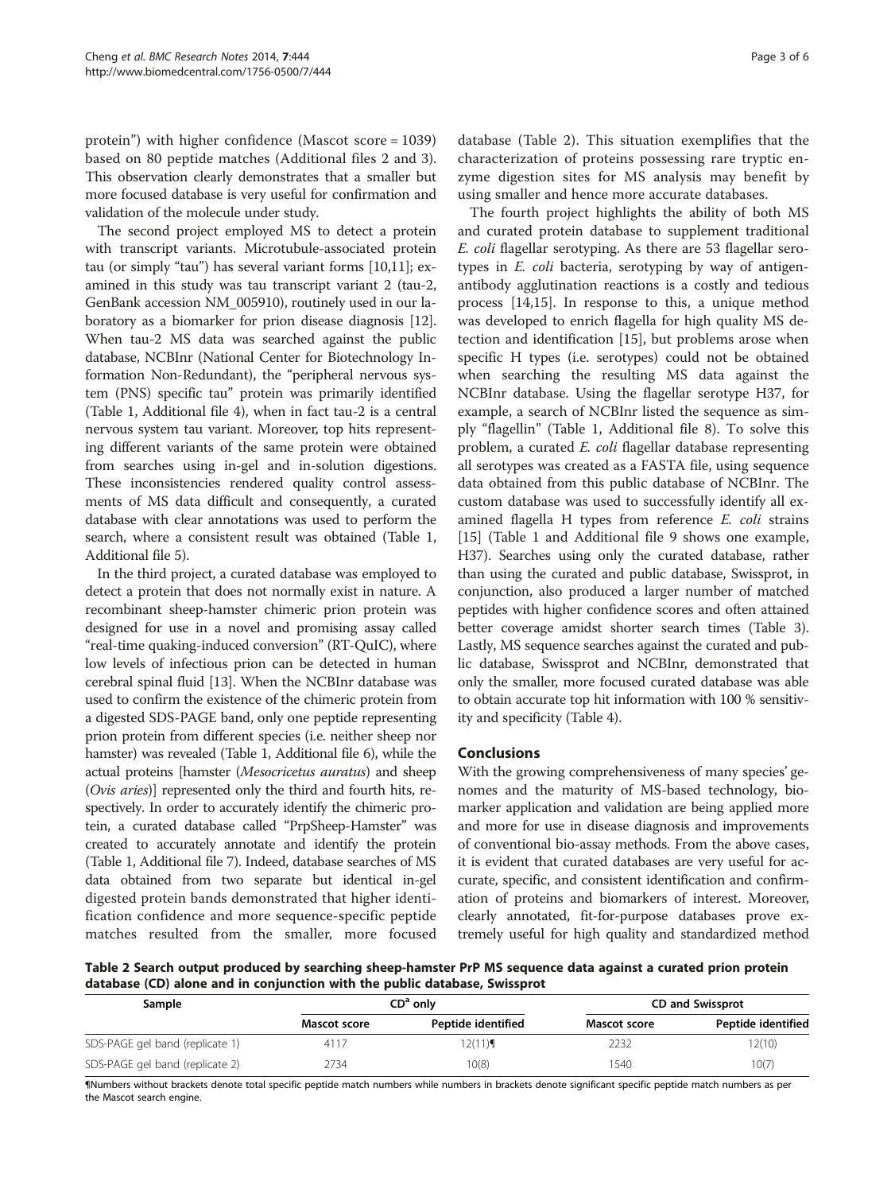protein") with higher confidence (Mascot score = 1039) based on 80 peptide matches (Additional files 2 and 3). This observation clearly demonstrates that a smaller but more focused database is very useful for confirmation and validation of the molecule under study.

The second project employed MS to detect a protein with transcript variants. Microtubule-associated protein tau (or simply "tau") has several variant forms [10,11]; examined in this study was tau transcript variant 2 (tau-2, GenBank accession NM_005910), routinely used in our laboratory as a biomarker for prion disease diagnosis [12]. When tau-2 MS data was searched against the public database, NCBInr (National Center for Biotechnology Information Non-Redundant), the "peripheral nervous system (PNS) specific tau" protein was primarily identified (Table 1, Additional file 4), when in fact tau-2 is a central nervous system tau variant. Moreover, top hits representing different variants of the same protein were obtained from searches using in-gel and in-solution digestions. These inconsistencies rendered quality control assessments of MS data difficult and consequently, a curated database with clear annotations was used to perform the search, where a consistent result was obtained (Table 1, Additional file 5).

In the third project, a curated database was employed to detect a protein that does not normally exist in nature. A recombinant sheep-hamster chimeric prion protein was designed for use in a novel and promising assay called "real-time quaking-induced conversion" (RT-QuIC), where low levels of infectious prion can be detected in human cerebral spinal fluid [13]. When the NCBInr database was used to confirm the existence of the chimeric protein from a digested SDS-PAGE band, only one peptide representing prion protein from different species (i.e. neither sheep nor hamster) was revealed (Table 1, Additional file 6), while the actual proteins [hamster (*Mesocricetus auratus*) and sheep (*Ovis aries*)] represented only the third and fourth hits, respectively. In order to accurately identify the chimeric protein, a curated database called "PrpSheep-Hamster" was created to accurately annotate and identify the protein (Table 1, Additional file 7). Indeed, database searches of MS data obtained from two separate but identical in-gel digested protein bands demonstrated that higher identification confidence and more sequence-specific peptide matches resulted from the smaller, more focused database (Table 2). This situation exemplifies that the characterization of proteins possessing rare tryptic enzyme digestion sites for MS analysis may benefit by using smaller and hence more accurate databases.

The fourth project highlights the ability of both MS and curated protein database to supplement traditional *E. coli* flagellar serotyping. As there are 53 flagellar serotypes in *E. coli* bacteria, serotyping by way of antigen-antibody agglutination reactions is a costly and tedious process [14,15]. In response to this, a unique method was developed to enrich flagella for high quality MS detection and identification [15], but problems arose when specific H types (i.e. serotypes) could not be obtained when searching the resulting MS data against the NCBInr database. Using the flagellar serotype H37, for example, a search of NCBInr listed the sequence as simply "flagellin" (Table 1, Additional file 8). To solve this problem, a curated *E. coli* flagellar database representing all serotypes was created as a FASTA file, using sequence data obtained from this public database of NCBInr. The custom database was used to successfully identify all examined flagella H types from reference *E. coli* strains [15] (Table 1 and Additional file 9 shows one example, H37). Searches using only the curated database, rather than using the curated and public database, Swissprot, in conjunction, also produced a larger number of matched peptides with higher confidence scores and often attained better coverage amidst shorter search times (Table 3). Lastly, MS sequence searches against the curated and public database, Swissprot and NCBInr, demonstrated that only the smaller, more focused curated database was able to obtain accurate top hit information with 100 % sensitivity and specificity (Table 4).

## Conclusions

With the growing comprehensiveness of many species' genomes and the maturity of MS-based technology, biomarker application and validation are being applied more and more for use in disease diagnosis and improvements of conventional bio-assay methods. From the above cases, it is evident that curated databases are very useful for accurate, specific, and consistent identification and confirmation of proteins and biomarkers of interest. Moreover, clearly annotated, fit-for-purpose databases prove extremely useful for high quality and standardized method

**Table 2 Search output produced by searching sheep-hamster PrP MS sequence data against a curated prion protein database (CD) alone and in conjunction with the public database, Swissprot**

| Sample | CD[a] only | | CD and Swissprot | |
|---|---|---|---|---|
| | Mascot score | Peptide identified | Mascot score | Peptide identified |
| SDS-PAGE gel band (replicate 1) | 4117 | 12(11)¶ | 2232 | 12(10) |
| SDS-PAGE gel band (replicate 2) | 2734 | 10(8) | 1540 | 10(7) |

¶Numbers without brackets denote total specific peptide match numbers while numbers in brackets denote significant specific peptide match numbers as per the Mascot search engine.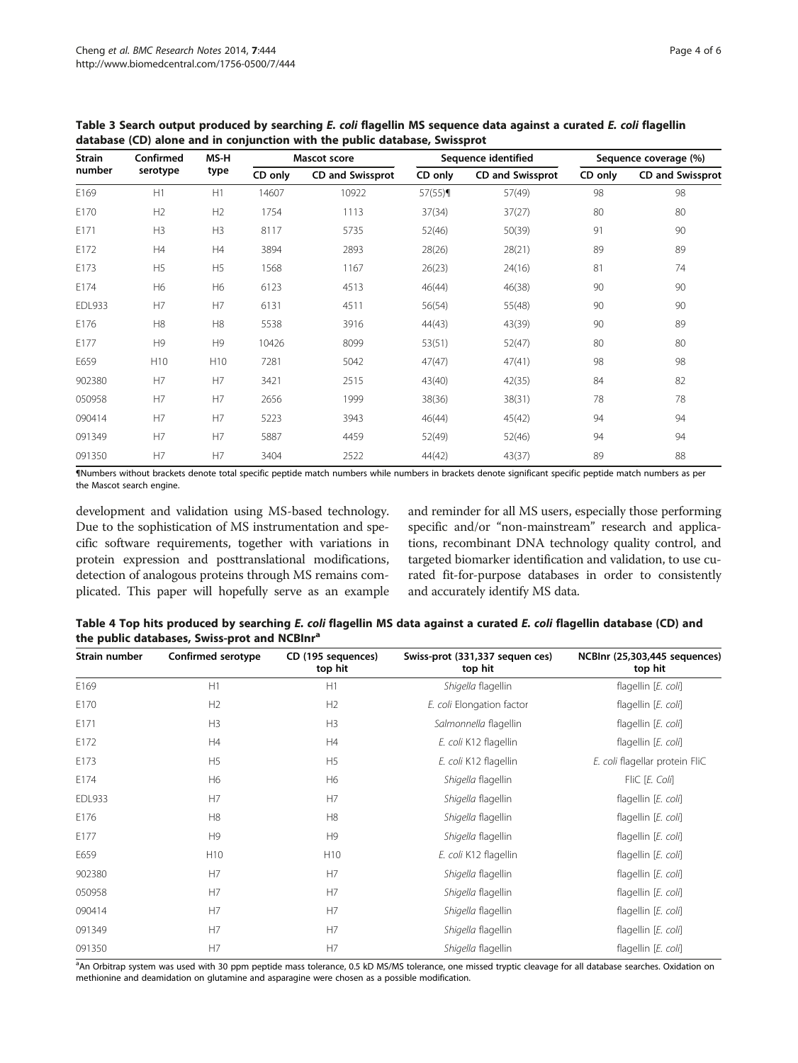**Table 3 Search output produced by searching *E. coli* flagellin MS sequence data against a curated *E. coli* flagellin database (CD) alone and in conjunction with the public database, Swissprot**

| Strain number | Confirmed serotype | MS-H type | Mascot score | | Sequence identified | | Sequence coverage (%) | |
|---|---|---|---|---|---|---|---|---|
| | | | CD only | CD and Swissprot | CD only | CD and Swissprot | CD only | CD and Swissprot |
| E169 | H1 | H1 | 14607 | 10922 | 57(55)¶ | 57(49) | 98 | 98 |
| E170 | H2 | H2 | 1754 | 1113 | 37(34) | 37(27) | 80 | 80 |
| E171 | H3 | H3 | 8117 | 5735 | 52(46) | 50(39) | 91 | 90 |
| E172 | H4 | H4 | 3894 | 2893 | 28(26) | 28(21) | 89 | 89 |
| E173 | H5 | H5 | 1568 | 1167 | 26(23) | 24(16) | 81 | 74 |
| E174 | H6 | H6 | 6123 | 4513 | 46(44) | 46(38) | 90 | 90 |
| EDL933 | H7 | H7 | 6131 | 4511 | 56(54) | 55(48) | 90 | 90 |
| E176 | H8 | H8 | 5538 | 3916 | 44(43) | 43(39) | 90 | 89 |
| E177 | H9 | H9 | 10426 | 8099 | 53(51) | 52(47) | 80 | 80 |
| E659 | H10 | H10 | 7281 | 5042 | 47(47) | 47(41) | 98 | 98 |
| 902380 | H7 | H7 | 3421 | 2515 | 43(40) | 42(35) | 84 | 82 |
| 050958 | H7 | H7 | 2656 | 1999 | 38(36) | 38(31) | 78 | 78 |
| 090414 | H7 | H7 | 5223 | 3943 | 46(44) | 45(42) | 94 | 94 |
| 091349 | H7 | H7 | 5887 | 4459 | 52(49) | 52(46) | 94 | 94 |
| 091350 | H7 | H7 | 3404 | 2522 | 44(42) | 43(37) | 89 | 88 |

¶Numbers without brackets denote total specific peptide match numbers while numbers in brackets denote significant specific peptide match numbers as per the Mascot search engine.

development and validation using MS-based technology. Due to the sophistication of MS instrumentation and specific software requirements, together with variations in protein expression and posttranslational modifications, detection of analogous proteins through MS remains complicated. This paper will hopefully serve as an example and reminder for all MS users, especially those performing specific and/or "non-mainstream" research and applications, recombinant DNA technology quality control, and targeted biomarker identification and validation, to use curated fit-for-purpose databases in order to consistently and accurately identify MS data.

**Table 4 Top hits produced by searching *E. coli* flagellin MS data against a curated *E. coli* flagellin database (CD) and the public databases, Swiss-prot and NCBInr[a]**

| Strain number | Confirmed serotype | CD (195 sequences) top hit | Swiss-prot (331,337 sequen ces) top hit | NCBInr (25,303,445 sequences) top hit |
|---|---|---|---|---|
| E169 | H1 | H1 | *Shigella* flagellin | flagellin [*E. coli*] |
| E170 | H2 | H2 | *E. coli* Elongation factor | flagellin [*E. coli*] |
| E171 | H3 | H3 | *Salmonnella* flagellin | flagellin [*E. coli*] |
| E172 | H4 | H4 | *E. coli* K12 flagellin | flagellin [*E. coli*] |
| E173 | H5 | H5 | *E. coli* K12 flagellin | *E. coli* flagellar protein FliC |
| E174 | H6 | H6 | *Shigella* flagellin | FliC [*E. Coli*] |
| EDL933 | H7 | H7 | *Shigella* flagellin | flagellin [*E. coli*] |
| E176 | H8 | H8 | *Shigella* flagellin | flagellin [*E. coli*] |
| E177 | H9 | H9 | *Shigella* flagellin | flagellin [*E. coli*] |
| E659 | H10 | H10 | *E. coli* K12 flagellin | flagellin [*E. coli*] |
| 902380 | H7 | H7 | *Shigella* flagellin | flagellin [*E. coli*] |
| 050958 | H7 | H7 | *Shigella* flagellin | flagellin [*E. coli*] |
| 090414 | H7 | H7 | *Shigella* flagellin | flagellin [*E. coli*] |
| 091349 | H7 | H7 | *Shigella* flagellin | flagellin [*E. coli*] |
| 091350 | H7 | H7 | *Shigella* flagellin | flagellin [*E. coli*] |

[a]An Orbitrap system was used with 30 ppm peptide mass tolerance, 0.5 kD MS/MS tolerance, one missed tryptic cleavage for all database searches. Oxidation on methionine and deamidation on glutamine and asparagine were chosen as a possible modification.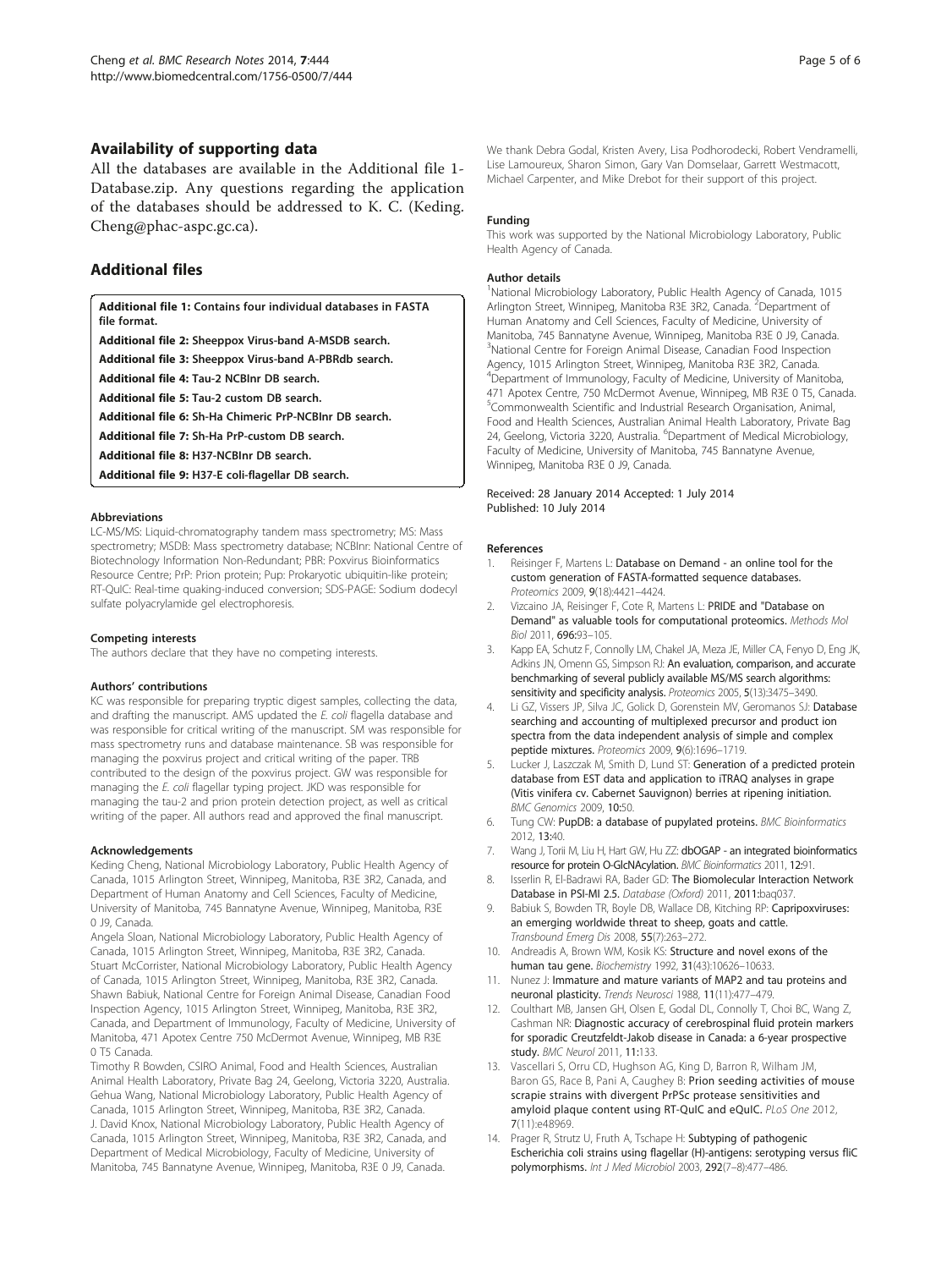## Availability of supporting data

All the databases are available in the Additional file 1- Database.zip. Any questions regarding the application of the databases should be addressed to K. C. (Keding. Cheng@phac-aspc.gc.ca).

## Additional files

**Additional file 1: Contains four individual databases in FASTA file format.**

**Additional file 2: Sheeppox Virus-band A-MSDB search.**

**Additional file 3: Sheeppox Virus-band A-PBRdb search.**

**Additional file 4: Tau-2 NCBInr DB search.**

**Additional file 5: Tau-2 custom DB search.**

**Additional file 6: Sh-Ha Chimeric PrP-NCBInr DB search.**

**Additional file 7: Sh-Ha PrP-custom DB search.**

**Additional file 8: H37-NCBInr DB search.**

**Additional file 9: H37-E coli-flagellar DB search.**

#### Abbreviations

LC-MS/MS: Liquid-chromatography tandem mass spectrometry; MS: Mass spectrometry; MSDB: Mass spectrometry database; NCBInr: National Centre of Biotechnology Information Non-Redundant; PBR: Poxvirus Bioinformatics Resource Centre; PrP: Prion protein; Pup: Prokaryotic ubiquitin-like protein; RT-QuIC: Real-time quaking-induced conversion; SDS-PAGE: Sodium dodecyl sulfate polyacrylamide gel electrophoresis.

#### Competing interests

The authors declare that they have no competing interests.

#### Authors' contributions

KC was responsible for preparing tryptic digest samples, collecting the data, and drafting the manuscript. AMS updated the *E. coli* flagella database and was responsible for critical writing of the manuscript. SM was responsible for mass spectrometry runs and database maintenance. SB was responsible for managing the poxvirus project and critical writing of the paper. TRB contributed to the design of the poxvirus project. GW was responsible for managing the *E. coli* flagellar typing project. JKD was responsible for managing the tau-2 and prion protein detection project, as well as critical writing of the paper. All authors read and approved the final manuscript.

#### Acknowledgements

Keding Cheng, National Microbiology Laboratory, Public Health Agency of Canada, 1015 Arlington Street, Winnipeg, Manitoba, R3E 3R2, Canada, and Department of Human Anatomy and Cell Sciences, Faculty of Medicine, University of Manitoba, 745 Bannatyne Avenue, Winnipeg, Manitoba, R3E 0 J9, Canada.
Angela Sloan, National Microbiology Laboratory, Public Health Agency of Canada, 1015 Arlington Street, Winnipeg, Manitoba, R3E 3R2, Canada.
Stuart McCorrister, National Microbiology Laboratory, Public Health Agency of Canada, 1015 Arlington Street, Winnipeg, Manitoba, R3E 3R2, Canada.
Shawn Babiuk, National Centre for Foreign Animal Disease, Canadian Food Inspection Agency, 1015 Arlington Street, Winnipeg, Manitoba, R3E 3R2, Canada, and Department of Immunology, Faculty of Medicine, University of Manitoba, 471 Apotex Centre 750 McDermot Avenue, Winnipeg, MB R3E 0 T5 Canada.
Timothy R Bowden, CSIRO Animal, Food and Health Sciences, Australian Animal Health Laboratory, Private Bag 24, Geelong, Victoria 3220, Australia.
Gehua Wang, National Microbiology Laboratory, Public Health Agency of Canada, 1015 Arlington Street, Winnipeg, Manitoba, R3E 3R2, Canada.
J. David Knox, National Microbiology Laboratory, Public Health Agency of Canada, 1015 Arlington Street, Winnipeg, Manitoba, R3E 3R2, Canada, and Department of Medical Microbiology, Faculty of Medicine, University of Manitoba, 745 Bannatyne Avenue, Winnipeg, Manitoba, R3E 0 J9, Canada.

We thank Debra Godal, Kristen Avery, Lisa Podhorodecki, Robert Vendramelli, Lise Lamoureux, Sharon Simon, Gary Van Domselaar, Garrett Westmacott, Michael Carpenter, and Mike Drebot for their support of this project.

#### Funding

This work was supported by the National Microbiology Laboratory, Public Health Agency of Canada.

#### Author details

[1]National Microbiology Laboratory, Public Health Agency of Canada, 1015 Arlington Street, Winnipeg, Manitoba R3E 3R2, Canada. [2]Department of Human Anatomy and Cell Sciences, Faculty of Medicine, University of Manitoba, 745 Bannatyne Avenue, Winnipeg, Manitoba R3E 0 J9, Canada. [3]National Centre for Foreign Animal Disease, Canadian Food Inspection Agency, 1015 Arlington Street, Winnipeg, Manitoba R3E 3R2, Canada. [4]Department of Immunology, Faculty of Medicine, University of Manitoba, 471 Apotex Centre, 750 McDermot Avenue, Winnipeg, MB R3E 0 T5, Canada. [5]Commonwealth Scientific and Industrial Research Organisation, Animal, Food and Health Sciences, Australian Animal Health Laboratory, Private Bag 24, Geelong, Victoria 3220, Australia. [6]Department of Medical Microbiology, Faculty of Medicine, University of Manitoba, 745 Bannatyne Avenue, Winnipeg, Manitoba R3E 0 J9, Canada.

Received: 28 January 2014 Accepted: 1 July 2014
Published: 10 July 2014

#### References

1. Reisinger F, Martens L: **Database on Demand - an online tool for the custom generation of FASTA-formatted sequence databases.** *Proteomics* 2009, **9**(18):4421–4424.
2. Vizcaino JA, Reisinger F, Cote R, Martens L: **PRIDE and "Database on Demand" as valuable tools for computational proteomics.** *Methods Mol Biol* 2011, **696:**93–105.
3. Kapp EA, Schutz F, Connolly LM, Chakel JA, Meza JE, Miller CA, Fenyo D, Eng JK, Adkins JN, Omenn GS, Simpson RJ: **An evaluation, comparison, and accurate benchmarking of several publicly available MS/MS search algorithms: sensitivity and specificity analysis.** *Proteomics* 2005, **5**(13):3475–3490.
4. Li GZ, Vissers JP, Silva JC, Golick D, Gorenstein MV, Geromanos SJ: **Database searching and accounting of multiplexed precursor and product ion spectra from the data independent analysis of simple and complex peptide mixtures.** *Proteomics* 2009, **9**(6):1696–1719.
5. Lucker J, Laszczak M, Smith D, Lund ST: **Generation of a predicted protein database from EST data and application to iTRAQ analyses in grape (Vitis vinifera cv. Cabernet Sauvignon) berries at ripening initiation.** *BMC Genomics* 2009, **10:**50.
6. Tung CW: **PupDB: a database of pupylated proteins.** *BMC Bioinformatics* 2012, **13:**40.
7. Wang J, Torii M, Liu H, Hart GW, Hu ZZ: **dbOGAP - an integrated bioinformatics resource for protein O-GlcNAcylation.** *BMC Bioinformatics* 2011, **12:**91.
8. Isserlin R, El-Badrawi RA, Bader GD: **The Biomolecular Interaction Network Database in PSI-MI 2.5.** *Database (Oxford)* 2011, **2011:**baq037.
9. Babiuk S, Bowden TR, Boyle DB, Wallace DB, Kitching RP: **Capripoxviruses: an emerging worldwide threat to sheep, goats and cattle.** *Transbound Emerg Dis* 2008, **55**(7):263–272.
10. Andreadis A, Brown WM, Kosik KS: **Structure and novel exons of the human tau gene.** *Biochemistry* 1992, **31**(43):10626–10633.
11. Nunez J: **Immature and mature variants of MAP2 and tau proteins and neuronal plasticity.** *Trends Neurosci* 1988, **11**(11):477–479.
12. Coulthart MB, Jansen GH, Olsen E, Godal DL, Connolly T, Choi BC, Wang Z, Cashman NR: **Diagnostic accuracy of cerebrospinal fluid protein markers for sporadic Creutzfeldt-Jakob disease in Canada: a 6-year prospective study.** *BMC Neurol* 2011, **11:**133.
13. Vascellari S, Orru CD, Hughson AG, King D, Barron R, Wilham JM, Baron GS, Race B, Pani A, Caughey B: **Prion seeding activities of mouse scrapie strains with divergent PrPSc protease sensitivities and amyloid plaque content using RT-QuIC and eQuIC.** *PLoS One* 2012, **7**(11):e48969.
14. Prager R, Strutz U, Fruth A, Tschape H: **Subtyping of pathogenic Escherichia coli strains using flagellar (H)-antigens: serotyping versus fliC polymorphisms.** *Int J Med Microbiol* 2003, **292**(7–8):477–486.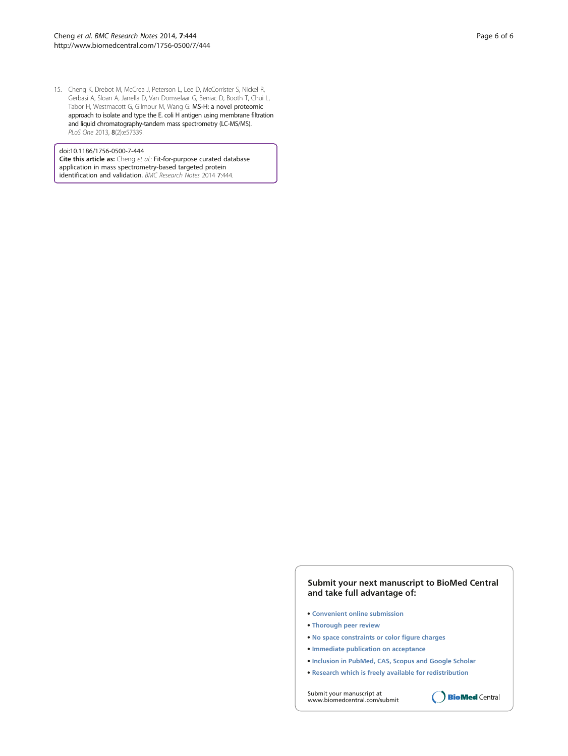15. Cheng K, Drebot M, McCrea J, Peterson L, Lee D, McCorrister S, Nickel R, Gerbasi A, Sloan A, Janella D, Van Domselaar G, Beniac D, Booth T, Chui L, Tabor H, Westmacott G, Gilmour M, Wang G: **MS-H: a novel proteomic approach to isolate and type the E. coli H antigen using membrane filtration and liquid chromatography-tandem mass spectrometry (LC-MS/MS).** *PLoS One* 2013, **8**(2):e57339.

doi:10.1186/1756-0500-7-444
**Cite this article as:** Cheng *et al.*: Fit-for-purpose curated database application in mass spectrometry-based targeted protein identification and validation. *BMC Research Notes* 2014 **7**:444.

**Submit your next manuscript to BioMed Central and take full advantage of:**

- **Convenient online submission**
- **Thorough peer review**
- **No space constraints or color figure charges**
- **Immediate publication on acceptance**
- **Inclusion in PubMed, CAS, Scopus and Google Scholar**
- **Research which is freely available for redistribution**

Submit your manuscript at
www.biomedcentral.com/submit

BioMed Central